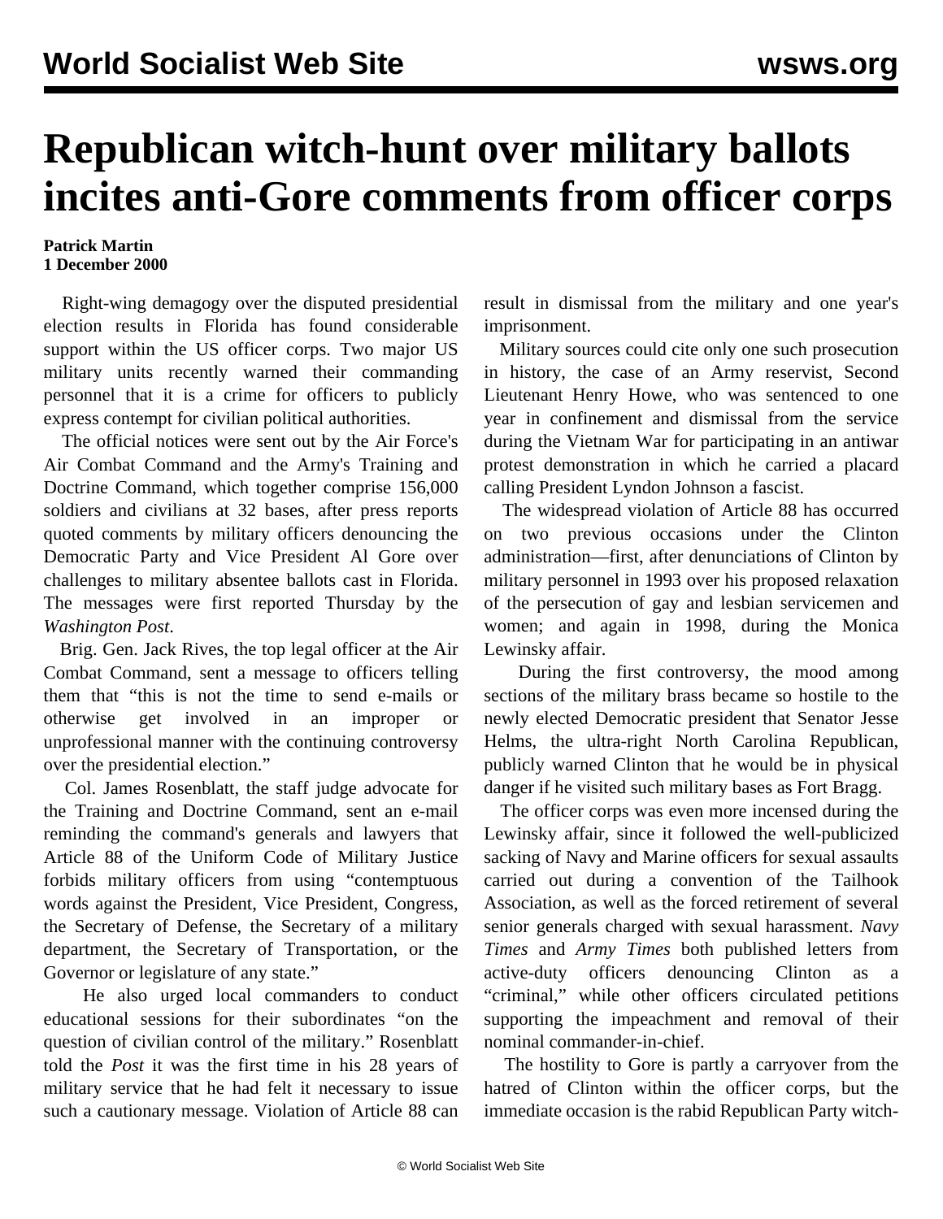# Republican witch-hunt over military ballots incites anti-Gore comments from officer corps

**Patrick Martin**
**1 December 2000**

Right-wing demagogy over the disputed presidential election results in Florida has found considerable support within the US officer corps. Two major US military units recently warned their commanding personnel that it is a crime for officers to publicly express contempt for civilian political authorities.

The official notices were sent out by the Air Force's Air Combat Command and the Army's Training and Doctrine Command, which together comprise 156,000 soldiers and civilians at 32 bases, after press reports quoted comments by military officers denouncing the Democratic Party and Vice President Al Gore over challenges to military absentee ballots cast in Florida. The messages were first reported Thursday by the *Washington Post*.

Brig. Gen. Jack Rives, the top legal officer at the Air Combat Command, sent a message to officers telling them that "this is not the time to send e-mails or otherwise get involved in an improper or unprofessional manner with the continuing controversy over the presidential election."

Col. James Rosenblatt, the staff judge advocate for the Training and Doctrine Command, sent an e-mail reminding the command's generals and lawyers that Article 88 of the Uniform Code of Military Justice forbids military officers from using "contemptuous words against the President, Vice President, Congress, the Secretary of Defense, the Secretary of a military department, the Secretary of Transportation, or the Governor or legislature of any state."

He also urged local commanders to conduct educational sessions for their subordinates "on the question of civilian control of the military." Rosenblatt told the *Post* it was the first time in his 28 years of military service that he had felt it necessary to issue such a cautionary message. Violation of Article 88 can result in dismissal from the military and one year's imprisonment.

Military sources could cite only one such prosecution in history, the case of an Army reservist, Second Lieutenant Henry Howe, who was sentenced to one year in confinement and dismissal from the service during the Vietnam War for participating in an antiwar protest demonstration in which he carried a placard calling President Lyndon Johnson a fascist.

The widespread violation of Article 88 has occurred on two previous occasions under the Clinton administration—first, after denunciations of Clinton by military personnel in 1993 over his proposed relaxation of the persecution of gay and lesbian servicemen and women; and again in 1998, during the Monica Lewinsky affair.

During the first controversy, the mood among sections of the military brass became so hostile to the newly elected Democratic president that Senator Jesse Helms, the ultra-right North Carolina Republican, publicly warned Clinton that he would be in physical danger if he visited such military bases as Fort Bragg.

The officer corps was even more incensed during the Lewinsky affair, since it followed the well-publicized sacking of Navy and Marine officers for sexual assaults carried out during a convention of the Tailhook Association, as well as the forced retirement of several senior generals charged with sexual harassment. *Navy Times* and *Army Times* both published letters from active-duty officers denouncing Clinton as a "criminal," while other officers circulated petitions supporting the impeachment and removal of their nominal commander-in-chief.

The hostility to Gore is partly a carryover from the hatred of Clinton within the officer corps, but the immediate occasion is the rabid Republican Party witch-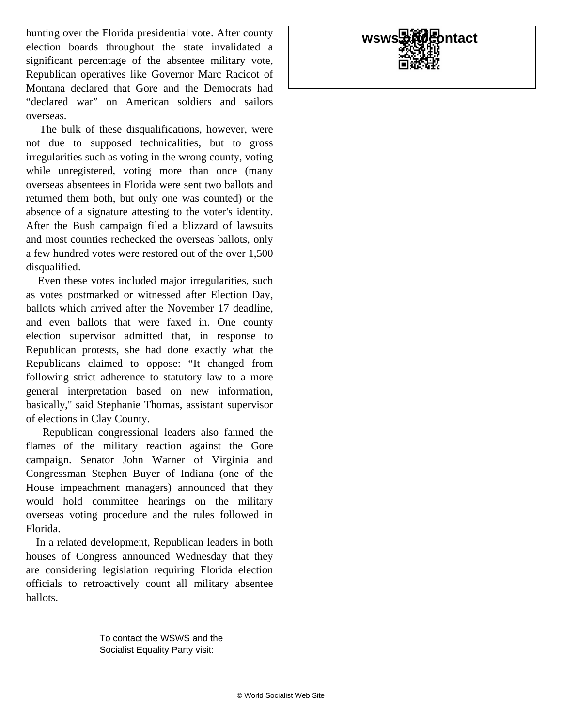hunting over the Florida presidential vote. After county election boards throughout the state invalidated a significant percentage of the absentee military vote, Republican operatives like Governor Marc Racicot of Montana declared that Gore and the Democrats had “declared war” on American soldiers and sailors overseas.

The bulk of these disqualifications, however, were not due to supposed technicalities, but to gross irregularities such as voting in the wrong county, voting while unregistered, voting more than once (many overseas absentees in Florida were sent two ballots and returned them both, but only one was counted) or the absence of a signature attesting to the voter's identity. After the Bush campaign filed a blizzard of lawsuits and most counties rechecked the overseas ballots, only a few hundred votes were restored out of the over 1,500 disqualified.

Even these votes included major irregularities, such as votes postmarked or witnessed after Election Day, ballots which arrived after the November 17 deadline, and even ballots that were faxed in. One county election supervisor admitted that, in response to Republican protests, she had done exactly what the Republicans claimed to oppose: “It changed from following strict adherence to statutory law to a more general interpretation based on new information, basically," said Stephanie Thomas, assistant supervisor of elections in Clay County.

Republican congressional leaders also fanned the flames of the military reaction against the Gore campaign. Senator John Warner of Virginia and Congressman Stephen Buyer of Indiana (one of the House impeachment managers) announced that they would hold committee hearings on the military overseas voting procedure and the rules followed in Florida.

In a related development, Republican leaders in both houses of Congress announced Wednesday that they are considering legislation requiring Florida election officials to retroactively count all military absentee ballots.

To contact the WSWS and the Socialist Equality Party visit:

**wsws.org/contact**